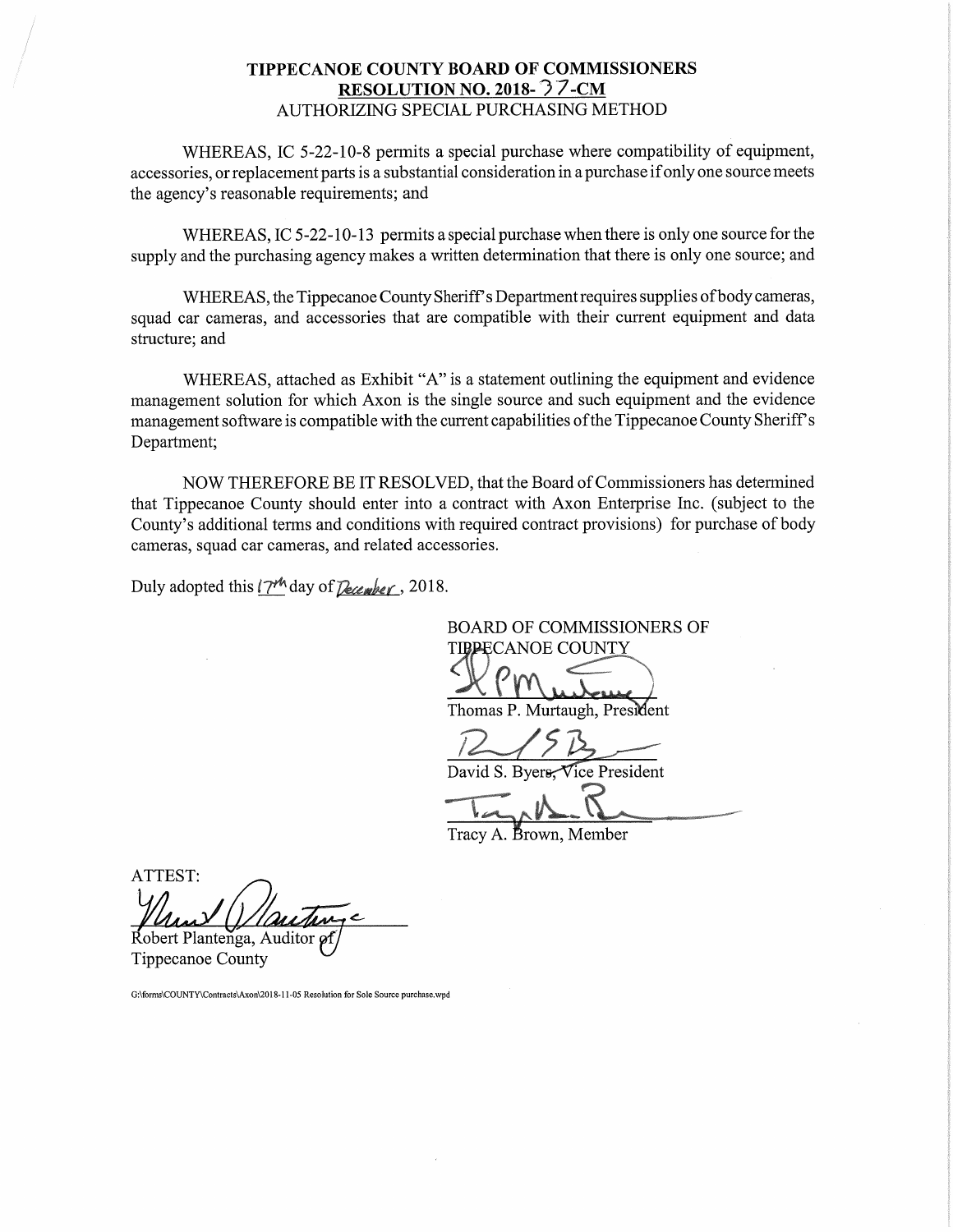# TIPPECANOE COUNTY BOARD OF COMMISSIONERS

## RESOLUTION NO. 2018- 37 -CM

AUTHORIZING SPECIAL PURCHASING METHOD

WHEREAS, IC 5-22-10-8 permits a special purchase where compatibility of equipment, accessories, or replacement parts is a substantial consideration in a purchase if only one source meets the agency's reasonable requirements; and

WHEREAS, IC 5-22-10-13 permits a special purchase when there is only one source for the supply and the purchasing agency makes a written determination that there is only one source; and

WHEREAS, the Tippecanoe County Sheriff's Department requires supplies of body cameras, squad car cameras, and accessories that are compatible with their current equipment and data structure; and

WHEREAS, attached as Exhibit "A" is a statement outlining the equipment and evidence management solution for which Axon is the single source and such equipment and the evidence management software is compatible with the current capabilities of the Tippecanoe County Sheriff's Department;

NOW THEREFORE BE IT RESOLVED, that the Board of Commissioners has determined that Tippecanoe County should enter into a contract with Axon Enterprise Inc. (subject to the County's additional terms and conditions with required contract provisions) for purchase of body cameras, squad car cameras, and related accessories.

Duly adopted this 17th day of December, 2018.

BOARD OF COMMISSIONERS OF TIPPECANOE COUNTY

Thomas P. Murtaugh, President

David S. Byers, Vice President

Tracy A. Brown, Member

ATTEST:

Robert Plantenga, Auditor of Tippecanoe County

G:\forms\COUNTY\Contracts\Axon\2018-11-05 Resolution for Sole Source purchase.wpd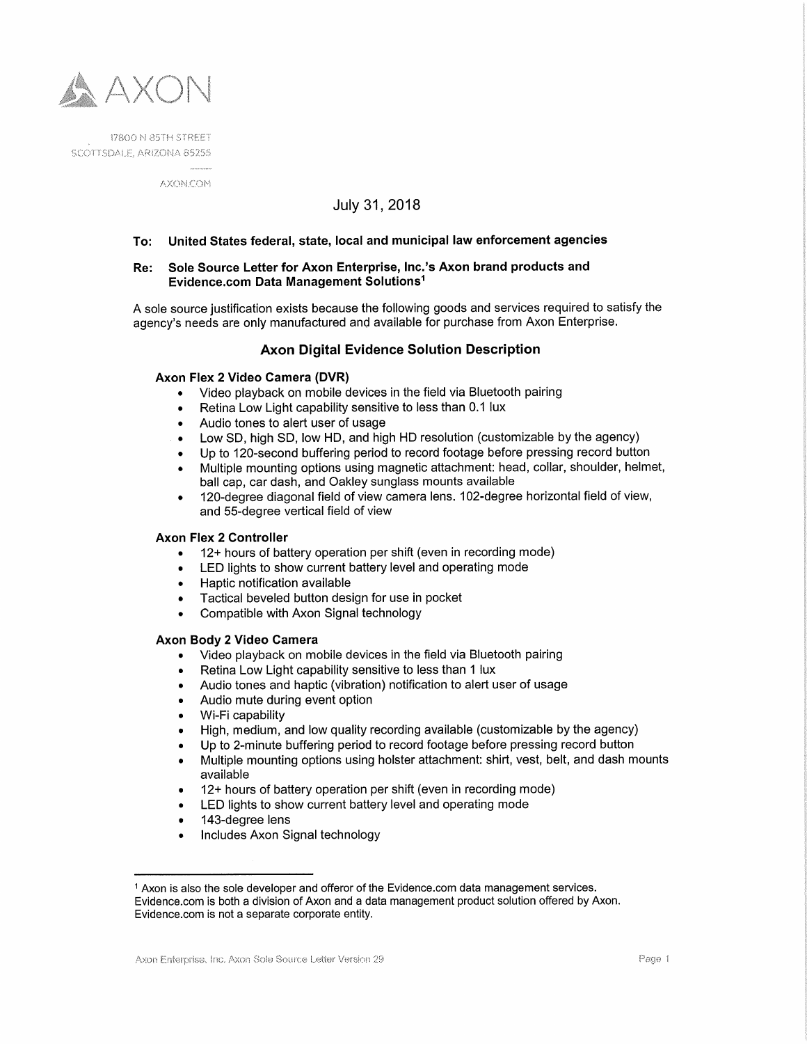AXON

17800 N 85TH STREET
SCOTTSDALE, ARIZONA 85255

AXON.COM

July 31, 2018

**To: United States federal, state, local and municipal law enforcement agencies**

**Re: Sole Source Letter for Axon Enterprise, Inc.'s Axon brand products and Evidence.com Data Management Solutions[1]**

A sole source justification exists because the following goods and services required to satisfy the agency's needs are only manufactured and available for purchase from Axon Enterprise.

## Axon Digital Evidence Solution Description

### Axon Flex 2 Video Camera (DVR)

- Video playback on mobile devices in the field via Bluetooth pairing
- Retina Low Light capability sensitive to less than 0.1 lux
- Audio tones to alert user of usage
- Low SD, high SD, low HD, and high HD resolution (customizable by the agency)
- Up to 120-second buffering period to record footage before pressing record button
- Multiple mounting options using magnetic attachment: head, collar, shoulder, helmet, ball cap, car dash, and Oakley sunglass mounts available
- 120-degree diagonal field of view camera lens. 102-degree horizontal field of view, and 55-degree vertical field of view

### Axon Flex 2 Controller

- 12+ hours of battery operation per shift (even in recording mode)
- LED lights to show current battery level and operating mode
- Haptic notification available
- Tactical beveled button design for use in pocket
- Compatible with Axon Signal technology

### Axon Body 2 Video Camera

- Video playback on mobile devices in the field via Bluetooth pairing
- Retina Low Light capability sensitive to less than 1 lux
- Audio tones and haptic (vibration) notification to alert user of usage
- Audio mute during event option
- Wi-Fi capability
- High, medium, and low quality recording available (customizable by the agency)
- Up to 2-minute buffering period to record footage before pressing record button
- Multiple mounting options using holster attachment: shirt, vest, belt, and dash mounts available
- 12+ hours of battery operation per shift (even in recording mode)
- LED lights to show current battery level and operating mode
- 143-degree lens
- Includes Axon Signal technology

---

[1] Axon is also the sole developer and offeror of the Evidence.com data management services. Evidence.com is both a division of Axon and a data management product solution offered by Axon. Evidence.com is not a separate corporate entity.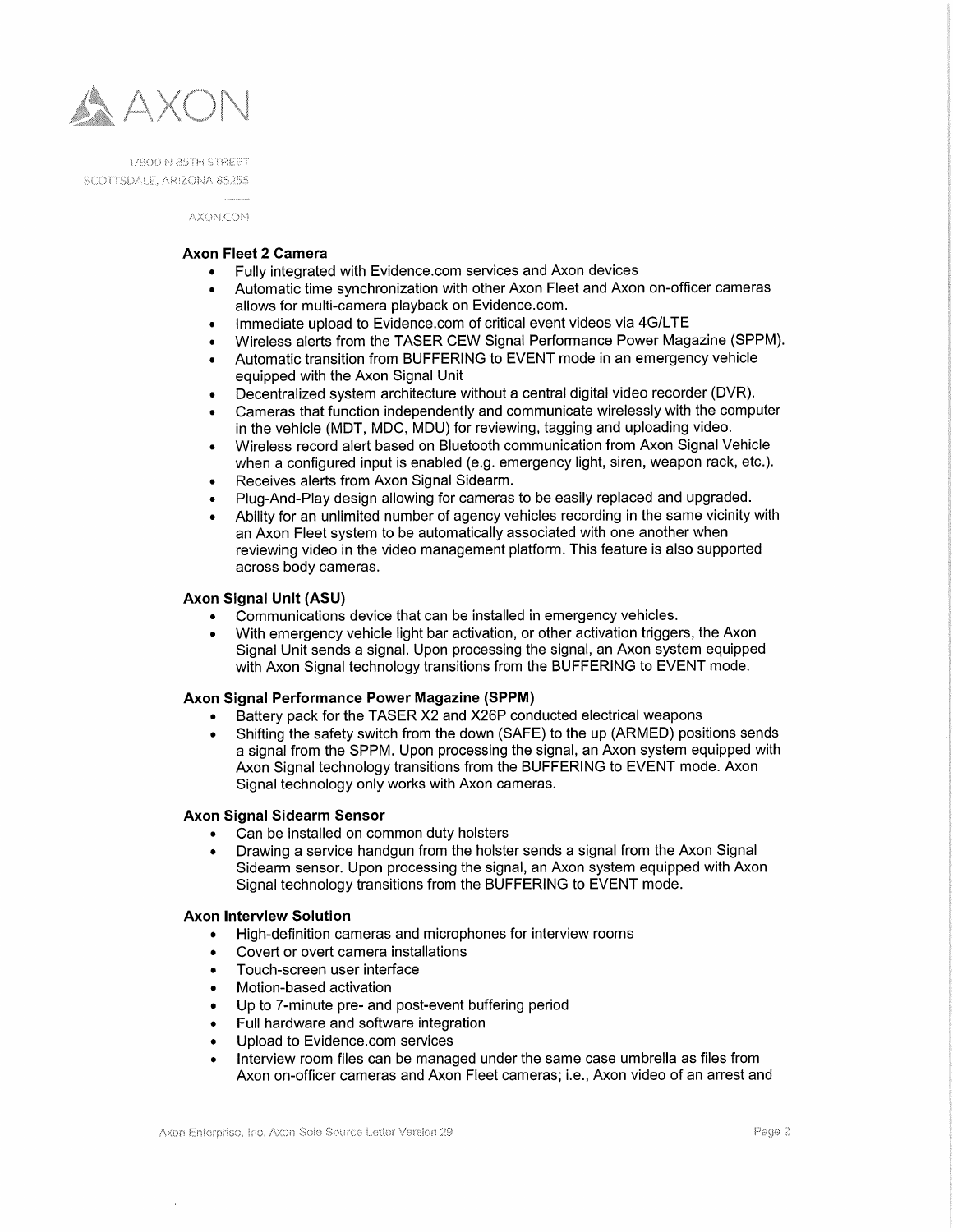**Axon Fleet 2 Camera**

- Fully integrated with Evidence.com services and Axon devices
- Automatic time synchronization with other Axon Fleet and Axon on-officer cameras allows for multi-camera playback on Evidence.com.
- Immediate upload to Evidence.com of critical event videos via 4G/LTE
- Wireless alerts from the TASER CEW Signal Performance Power Magazine (SPPM).
- Automatic transition from BUFFERING to EVENT mode in an emergency vehicle equipped with the Axon Signal Unit
- Decentralized system architecture without a central digital video recorder (DVR).
- Cameras that function independently and communicate wirelessly with the computer in the vehicle (MDT, MDC, MDU) for reviewing, tagging and uploading video.
- Wireless record alert based on Bluetooth communication from Axon Signal Vehicle when a configured input is enabled (e.g. emergency light, siren, weapon rack, etc.).
- Receives alerts from Axon Signal Sidearm.
- Plug-And-Play design allowing for cameras to be easily replaced and upgraded.
- Ability for an unlimited number of agency vehicles recording in the same vicinity with an Axon Fleet system to be automatically associated with one another when reviewing video in the video management platform. This feature is also supported across body cameras.

**Axon Signal Unit (ASU)**

- Communications device that can be installed in emergency vehicles.
- With emergency vehicle light bar activation, or other activation triggers, the Axon Signal Unit sends a signal. Upon processing the signal, an Axon system equipped with Axon Signal technology transitions from the BUFFERING to EVENT mode.

**Axon Signal Performance Power Magazine (SPPM)**

- Battery pack for the TASER X2 and X26P conducted electrical weapons
- Shifting the safety switch from the down (SAFE) to the up (ARMED) positions sends a signal from the SPPM. Upon processing the signal, an Axon system equipped with Axon Signal technology transitions from the BUFFERING to EVENT mode. Axon Signal technology only works with Axon cameras.

**Axon Signal Sidearm Sensor**

- Can be installed on common duty holsters
- Drawing a service handgun from the holster sends a signal from the Axon Signal Sidearm sensor. Upon processing the signal, an Axon system equipped with Axon Signal technology transitions from the BUFFERING to EVENT mode.

**Axon Interview Solution**

- High-definition cameras and microphones for interview rooms
- Covert or overt camera installations
- Touch-screen user interface
- Motion-based activation
- Up to 7-minute pre- and post-event buffering period
- Full hardware and software integration
- Upload to Evidence.com services
- Interview room files can be managed under the same case umbrella as files from Axon on-officer cameras and Axon Fleet cameras; i.e., Axon video of an arrest and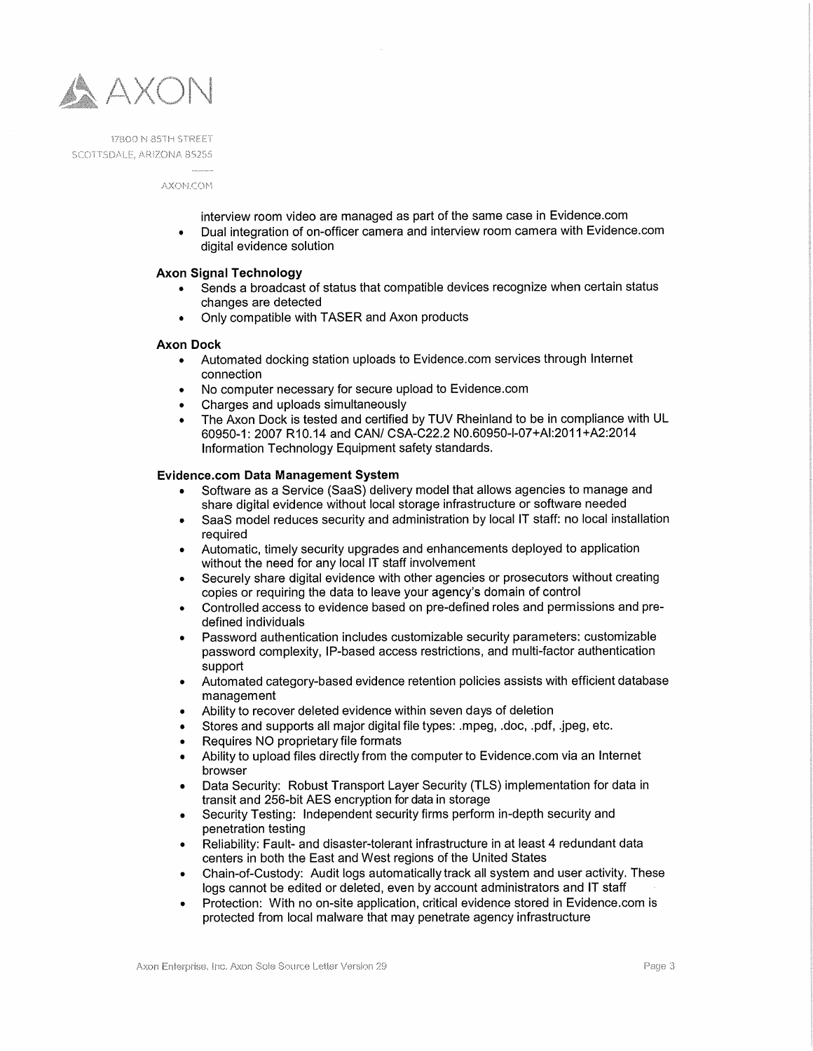interview room video are managed as part of the same case in Evidence.com

- Dual integration of on-officer camera and interview room camera with Evidence.com digital evidence solution

**Axon Signal Technology**

- Sends a broadcast of status that compatible devices recognize when certain status changes are detected
- Only compatible with TASER and Axon products

**Axon Dock**

- Automated docking station uploads to Evidence.com services through Internet connection
- No computer necessary for secure upload to Evidence.com
- Charges and uploads simultaneously
- The Axon Dock is tested and certified by TUV Rheinland to be in compliance with UL 60950-1: 2007 R10.14 and CAN/ CSA-C22.2 N0.60950-I-07+AI:2011+A2:2014 Information Technology Equipment safety standards.

**Evidence.com Data Management System**

- Software as a Service (SaaS) delivery model that allows agencies to manage and share digital evidence without local storage infrastructure or software needed
- SaaS model reduces security and administration by local IT staff: no local installation required
- Automatic, timely security upgrades and enhancements deployed to application without the need for any local IT staff involvement
- Securely share digital evidence with other agencies or prosecutors without creating copies or requiring the data to leave your agency's domain of control
- Controlled access to evidence based on pre-defined roles and permissions and pre-defined individuals
- Password authentication includes customizable security parameters: customizable password complexity, IP-based access restrictions, and multi-factor authentication support
- Automated category-based evidence retention policies assists with efficient database management
- Ability to recover deleted evidence within seven days of deletion
- Stores and supports all major digital file types: .mpeg, .doc, .pdf, .jpeg, etc.
- Requires NO proprietary file formats
- Ability to upload files directly from the computer to Evidence.com via an Internet browser
- Data Security: Robust Transport Layer Security (TLS) implementation for data in transit and 256-bit AES encryption for data in storage
- Security Testing: Independent security firms perform in-depth security and penetration testing
- Reliability: Fault- and disaster-tolerant infrastructure in at least 4 redundant data centers in both the East and West regions of the United States
- Chain-of-Custody: Audit logs automatically track all system and user activity. These logs cannot be edited or deleted, even by account administrators and IT staff
- Protection: With no on-site application, critical evidence stored in Evidence.com is protected from local malware that may penetrate agency infrastructure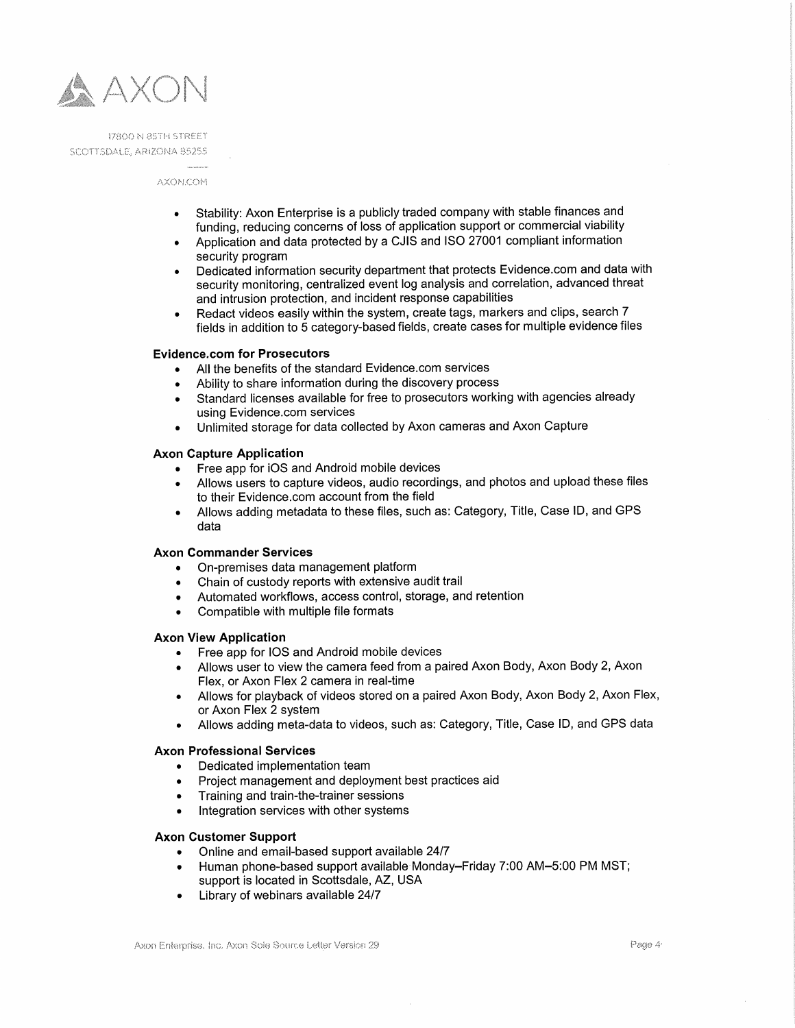- Stability: Axon Enterprise is a publicly traded company with stable finances and funding, reducing concerns of loss of application support or commercial viability
- Application and data protected by a CJIS and ISO 27001 compliant information security program
- Dedicated information security department that protects Evidence.com and data with security monitoring, centralized event log analysis and correlation, advanced threat and intrusion protection, and incident response capabilities
- Redact videos easily within the system, create tags, markers and clips, search 7 fields in addition to 5 category-based fields, create cases for multiple evidence files

**Evidence.com for Prosecutors**

- All the benefits of the standard Evidence.com services
- Ability to share information during the discovery process
- Standard licenses available for free to prosecutors working with agencies already using Evidence.com services
- Unlimited storage for data collected by Axon cameras and Axon Capture

**Axon Capture Application**

- Free app for iOS and Android mobile devices
- Allows users to capture videos, audio recordings, and photos and upload these files to their Evidence.com account from the field
- Allows adding metadata to these files, such as: Category, Title, Case ID, and GPS data

**Axon Commander Services**

- On-premises data management platform
- Chain of custody reports with extensive audit trail
- Automated workflows, access control, storage, and retention
- Compatible with multiple file formats

**Axon View Application**

- Free app for IOS and Android mobile devices
- Allows user to view the camera feed from a paired Axon Body, Axon Body 2, Axon Flex, or Axon Flex 2 camera in real-time
- Allows for playback of videos stored on a paired Axon Body, Axon Body 2, Axon Flex, or Axon Flex 2 system
- Allows adding meta-data to videos, such as: Category, Title, Case ID, and GPS data

**Axon Professional Services**

- Dedicated implementation team
- Project management and deployment best practices aid
- Training and train-the-trainer sessions
- Integration services with other systems

**Axon Customer Support**

- Online and email-based support available 24/7
- Human phone-based support available Monday–Friday 7:00 AM–5:00 PM MST; support is located in Scottsdale, AZ, USA
- Library of webinars available 24/7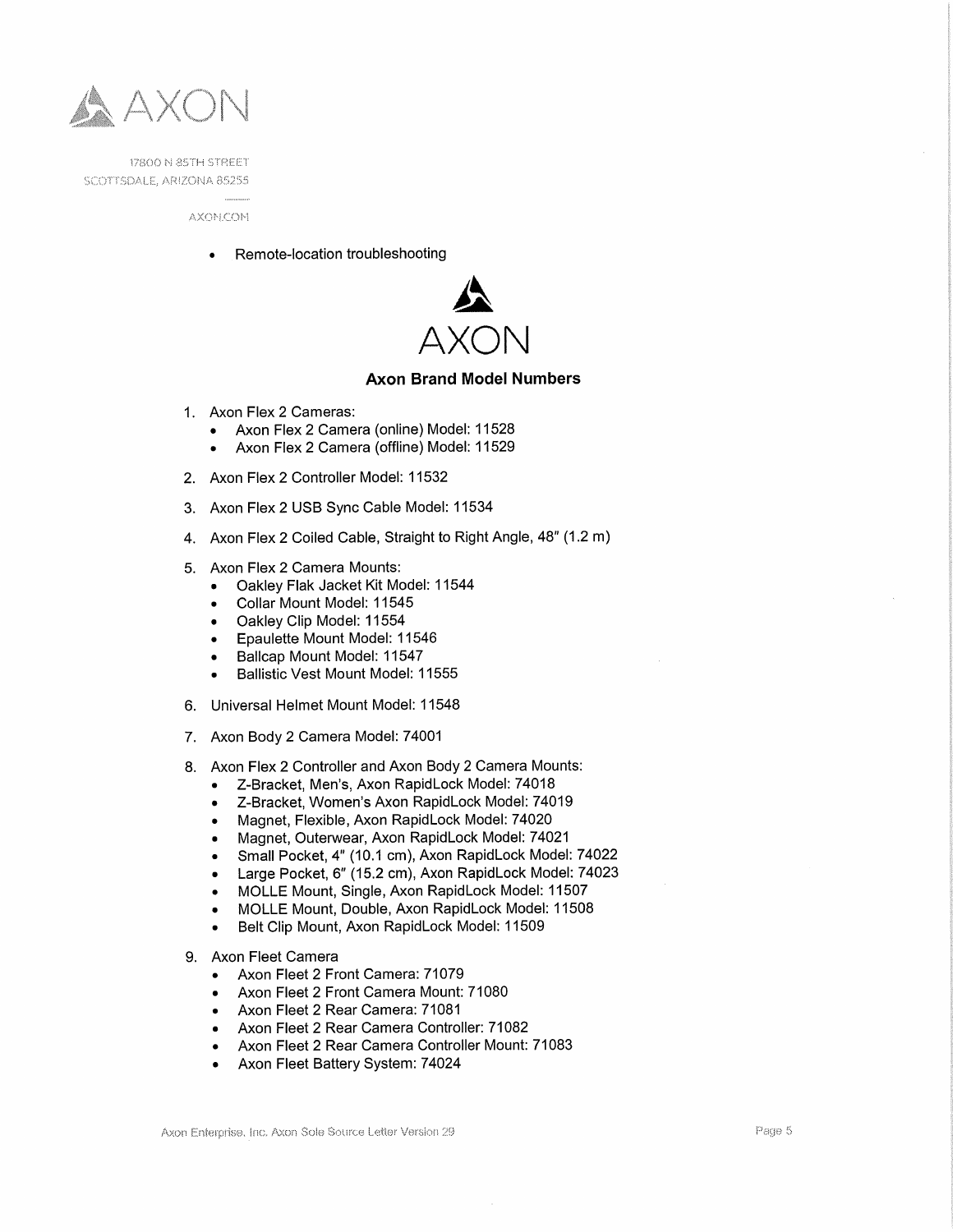- Remote-location troubleshooting

AXON

## Axon Brand Model Numbers

1. Axon Flex 2 Cameras:
   - Axon Flex 2 Camera (online) Model: 11528
   - Axon Flex 2 Camera (offline) Model: 11529

2. Axon Flex 2 Controller Model: 11532

3. Axon Flex 2 USB Sync Cable Model: 11534

4. Axon Flex 2 Coiled Cable, Straight to Right Angle, 48" (1.2 m)

5. Axon Flex 2 Camera Mounts:
   - Oakley Flak Jacket Kit Model: 11544
   - Collar Mount Model: 11545
   - Oakley Clip Model: 11554
   - Epaulette Mount Model: 11546
   - Ballcap Mount Model: 11547
   - Ballistic Vest Mount Model: 11555

6. Universal Helmet Mount Model: 11548

7. Axon Body 2 Camera Model: 74001

8. Axon Flex 2 Controller and Axon Body 2 Camera Mounts:
   - Z-Bracket, Men's, Axon RapidLock Model: 74018
   - Z-Bracket, Women's Axon RapidLock Model: 74019
   - Magnet, Flexible, Axon RapidLock Model: 74020
   - Magnet, Outerwear, Axon RapidLock Model: 74021
   - Small Pocket, 4" (10.1 cm), Axon RapidLock Model: 74022
   - Large Pocket, 6" (15.2 cm), Axon RapidLock Model: 74023
   - MOLLE Mount, Single, Axon RapidLock Model: 11507
   - MOLLE Mount, Double, Axon RapidLock Model: 11508
   - Belt Clip Mount, Axon RapidLock Model: 11509

9. Axon Fleet Camera
   - Axon Fleet 2 Front Camera: 71079
   - Axon Fleet 2 Front Camera Mount: 71080
   - Axon Fleet 2 Rear Camera: 71081
   - Axon Fleet 2 Rear Camera Controller: 71082
   - Axon Fleet 2 Rear Camera Controller Mount: 71083
   - Axon Fleet Battery System: 74024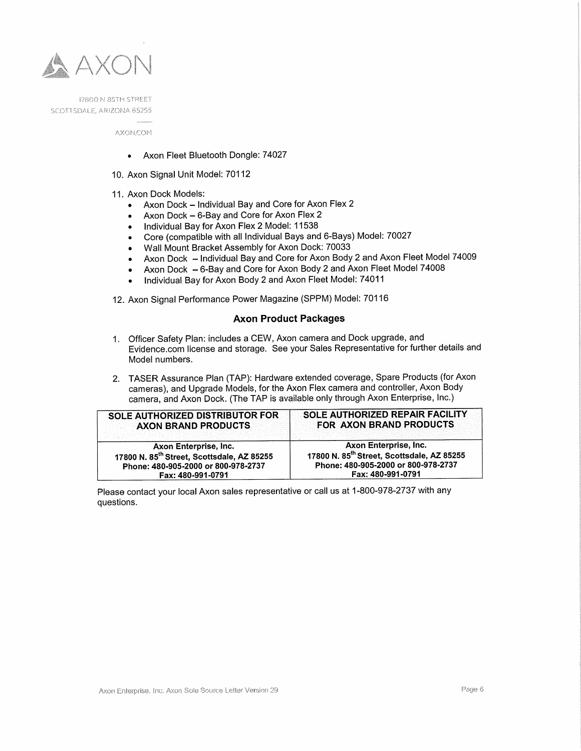- Axon Fleet Bluetooth Dongle: 74027

10. Axon Signal Unit Model: 70112

11. Axon Dock Models:
    - Axon Dock – Individual Bay and Core for Axon Flex 2
    - Axon Dock – 6-Bay and Core for Axon Flex 2
    - Individual Bay for Axon Flex 2 Model: 11538
    - Core (compatible with all Individual Bays and 6-Bays) Model: 70027
    - Wall Mount Bracket Assembly for Axon Dock: 70033
    - Axon Dock – Individual Bay and Core for Axon Body 2 and Axon Fleet Model 74009
    - Axon Dock – 6-Bay and Core for Axon Body 2 and Axon Fleet Model 74008
    - Individual Bay for Axon Body 2 and Axon Fleet Model: 74011

12. Axon Signal Performance Power Magazine (SPPM) Model: 70116

## Axon Product Packages

1. Officer Safety Plan: includes a CEW, Axon camera and Dock upgrade, and Evidence.com license and storage. See your Sales Representative for further details and Model numbers.

2. TASER Assurance Plan (TAP): Hardware extended coverage, Spare Products (for Axon cameras), and Upgrade Models, for the Axon Flex camera and controller, Axon Body camera, and Axon Dock. (The TAP is available only through Axon Enterprise, Inc.)

| SOLE AUTHORIZED DISTRIBUTOR FOR AXON BRAND PRODUCTS | SOLE AUTHORIZED REPAIR FACILITY FOR AXON BRAND PRODUCTS |
|---|---|
| **Axon Enterprise, Inc.**<br>**17800 N. 85th Street, Scottsdale, AZ 85255**<br>**Phone: 480-905-2000 or 800-978-2737**<br>**Fax: 480-991-0791** | **Axon Enterprise, Inc.**<br>**17800 N. 85th Street, Scottsdale, AZ 85255**<br>**Phone: 480-905-2000 or 800-978-2737**<br>**Fax: 480-991-0791** |

Please contact your local Axon sales representative or call us at 1-800-978-2737 with any questions.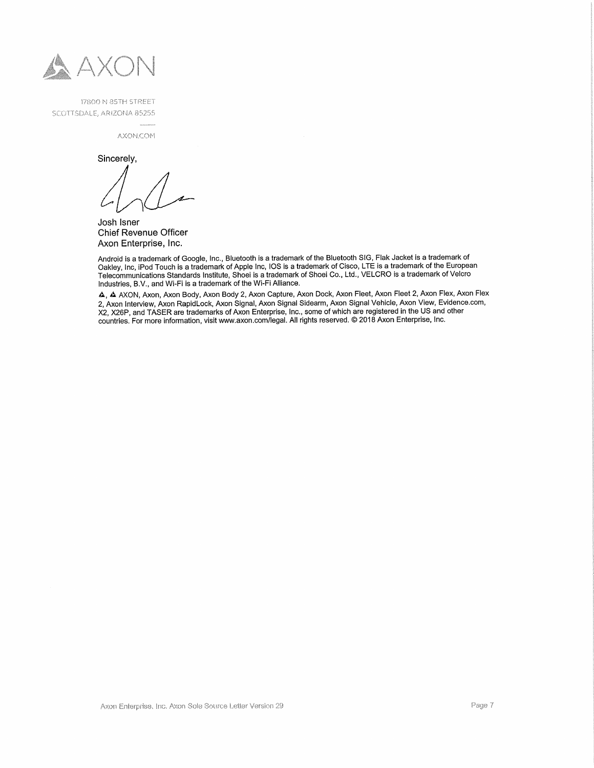# AXON

17800 N 85TH STREET
SCOTTSDALE, ARIZONA 85255

AXON.COM

Sincerely,

Josh Isner
Chief Revenue Officer
Axon Enterprise, Inc.

Android is a trademark of Google, Inc., Bluetooth is a trademark of the Bluetooth SIG, Flak Jacket is a trademark of Oakley, Inc, iPod Touch is a trademark of Apple Inc, IOS is a trademark of Cisco, LTE is a trademark of the European Telecommunications Standards Institute, Shoei is a trademark of Shoei Co., Ltd., VELCRO is a trademark of Velcro Industries, B.V., and Wi-Fi is a trademark of the Wi-Fi Alliance.

▲, ▲ AXON, Axon, Axon Body, Axon Body 2, Axon Capture, Axon Dock, Axon Fleet, Axon Fleet 2, Axon Flex, Axon Flex 2, Axon Interview, Axon RapidLock, Axon Signal, Axon Signal Sidearm, Axon Signal Vehicle, Axon View, Evidence.com, X2, X26P, and TASER are trademarks of Axon Enterprise, Inc., some of which are registered in the US and other countries. For more information, visit www.axon.com/legal. All rights reserved. © 2018 Axon Enterprise, Inc.

Axon Enterprise, Inc. Axon Sole Source Letter Version 29